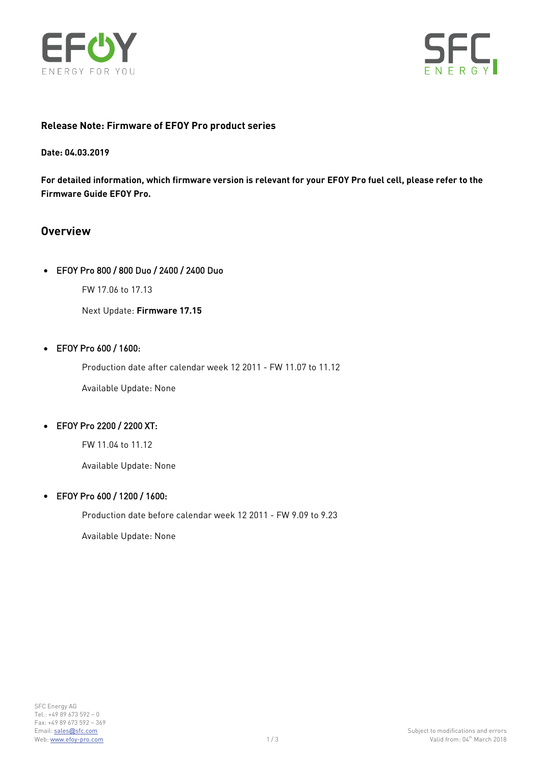**Release Note: Firmware of EFOY Pro product series**

**Date: 04.03.2019**

**For detailed information, which firmware version is relevant for your EFOY Pro fuel cell, please refer to the Firmware Guide EFOY Pro.**

## Overview

- EFOY Pro 800 / 800 Duo / 2400 / 2400 Duo

  FW 17.06 to 17.13

  Next Update: **Firmware 17.15**

- EFOY Pro 600 / 1600:

  Production date after calendar week 12 2011 - FW 11.07 to 11.12

  Available Update: None

- EFOY Pro 2200 / 2200 XT:

  FW 11.04 to 11.12

  Available Update: None

- EFOY Pro 600 / 1200 / 1600:

  Production date before calendar week 12 2011 - FW 9.09 to 9.23

  Available Update: None

SFC Energy AG
Tel.: +49 89 673 592 – 0
Fax: +49 89 673 592 – 369
Email: sales@sfc.com
Web: www.efoy-pro.com

Subject to modifications and errors
Valid from: 04th March 2018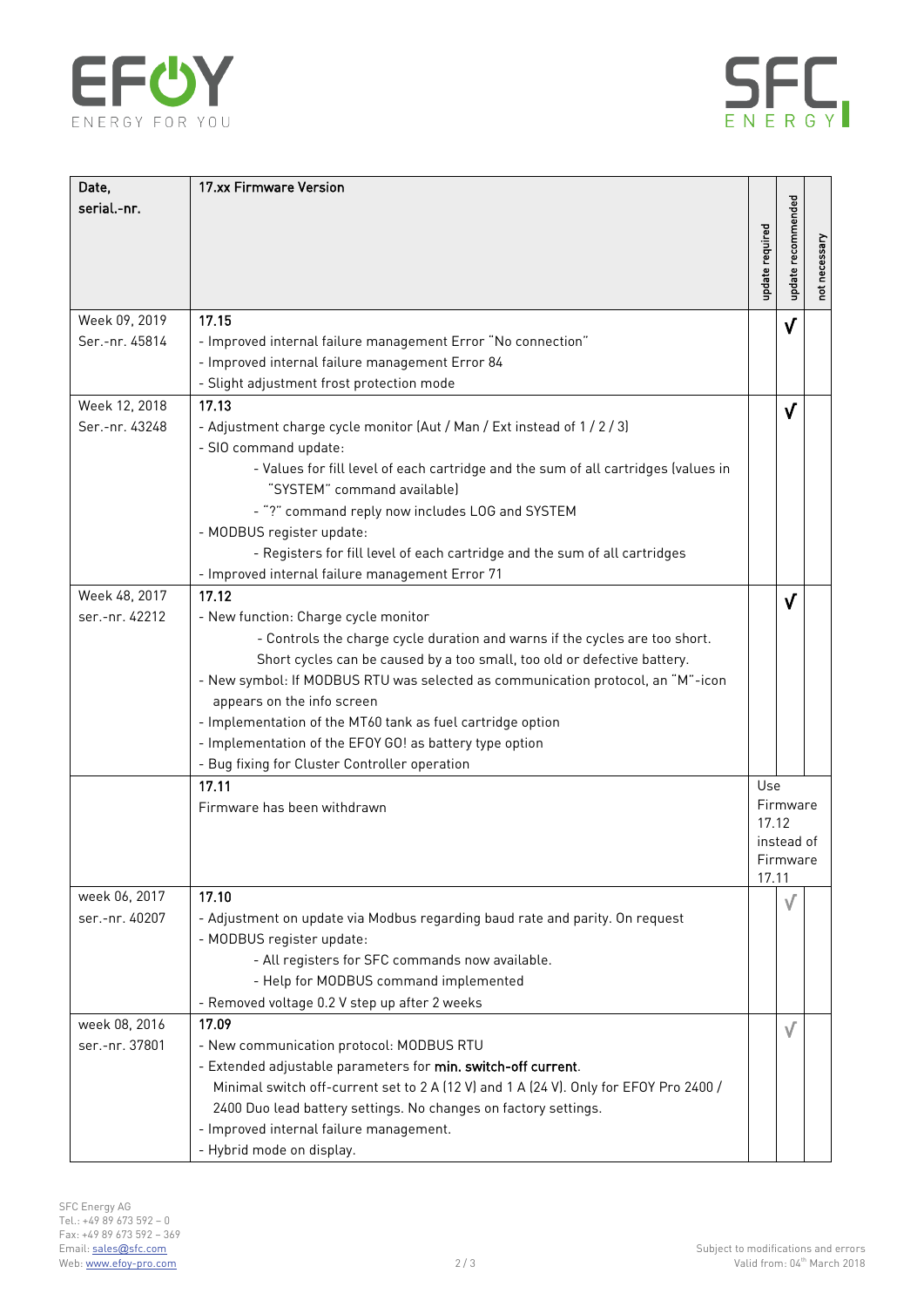| Date, serial.-nr. | 17.xx Firmware Version | update required | update recommended | not necessary |
|---|---|---|---|---|
| Week 09, 2019<br>Ser.-nr. 45814 | **17.15**<br>- Improved internal failure management Error "No connection"<br>- Improved internal failure management Error 84<br>- Slight adjustment frost protection mode | | √ | |
| Week 12, 2018<br>Ser.-nr. 43248 | **17.13**<br>- Adjustment charge cycle monitor (Aut / Man / Ext instead of 1 / 2 / 3)<br>- SIO command update:<br>  - Values for fill level of each cartridge and the sum of all cartridges (values in "SYSTEM" command available)<br>  - "?" command reply now includes LOG and SYSTEM<br>- MODBUS register update:<br>  - Registers for fill level of each cartridge and the sum of all cartridges<br>- Improved internal failure management Error 71 | | √ | |
| Week 48, 2017<br>ser.-nr. 42212 | **17.12**<br>- New function: Charge cycle monitor<br>  - Controls the charge cycle duration and warns if the cycles are too short. Short cycles can be caused by a too small, too old or defective battery.<br>- New symbol: If MODBUS RTU was selected as communication protocol, an "M"-icon appears on the info screen<br>- Implementation of the MT60 tank as fuel cartridge option<br>- Implementation of the EFOY GO! as battery type option<br>- Bug fixing for Cluster Controller operation | | √ | |
| | **17.11**<br>Firmware has been withdrawn | Use Firmware 17.12 instead of Firmware 17.11 | | |
| week 06, 2017<br>ser.-nr. 40207 | **17.10**<br>- Adjustment on update via Modbus regarding baud rate and parity. On request<br>- MODBUS register update:<br>  - All registers for SFC commands now available.<br>  - Help for MODBUS command implemented<br>- Removed voltage 0.2 V step up after 2 weeks | | √ | |
| week 08, 2016<br>ser.-nr. 37801 | **17.09**<br>- New communication protocol: MODBUS RTU<br>- Extended adjustable parameters for **min. switch-off current**.<br>  Minimal switch off-current set to 2 A (12 V) and 1 A (24 V). Only for EFOY Pro 2400 / 2400 Duo lead battery settings. No changes on factory settings.<br>- Improved internal failure management.<br>- Hybrid mode on display. | | √ | |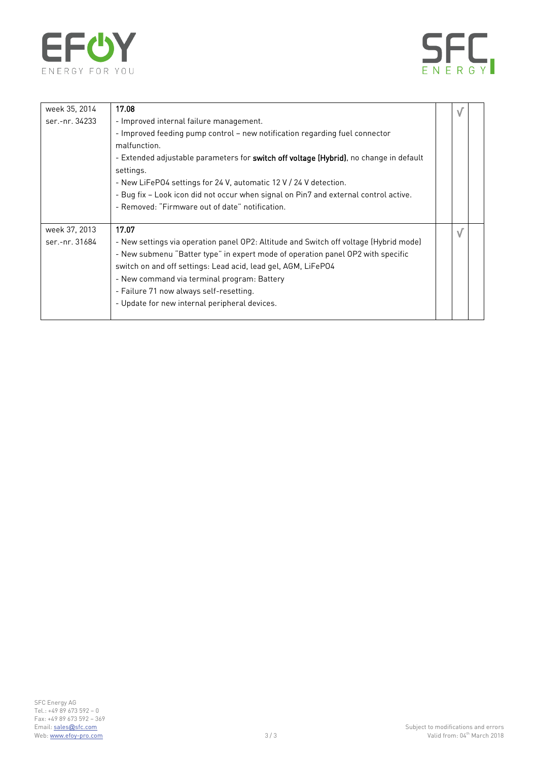| | | | | |
|---|---|---|---|---|
| week 35, 2014<br>ser.-nr. 34233 | **17.08**<br>- Improved internal failure management.<br>- Improved feeding pump control – new notification regarding fuel connector malfunction.<br>- Extended adjustable parameters for **switch off voltage (Hybrid)**, no change in default settings.<br>- New LiFePO4 settings for 24 V, automatic 12 V / 24 V detection.<br>- Bug fix – Look icon did not occur when signal on Pin7 and external control active.<br>- Removed: "Firmware out of date" notification. | | √ | |
| week 37, 2013<br>ser.-nr. 31684 | **17.07**<br>- New settings via operation panel OP2: Altitude and Switch off voltage (Hybrid mode)<br>- New submenu "Batter type" in expert mode of operation panel OP2 with specific switch on and off settings: Lead acid, lead gel, AGM, LiFePO4<br>- New command via terminal program: Battery<br>- Failure 71 now always self-resetting.<br>- Update for new internal peripheral devices. | | √ | |

SFC Energy AG
Tel.: +49 89 673 592 – 0
Fax: +49 89 673 592 – 369
Email: sales@sfc.com
Web: www.efoy-pro.com

Subject to modifications and errors
Valid from: 04th March 2018